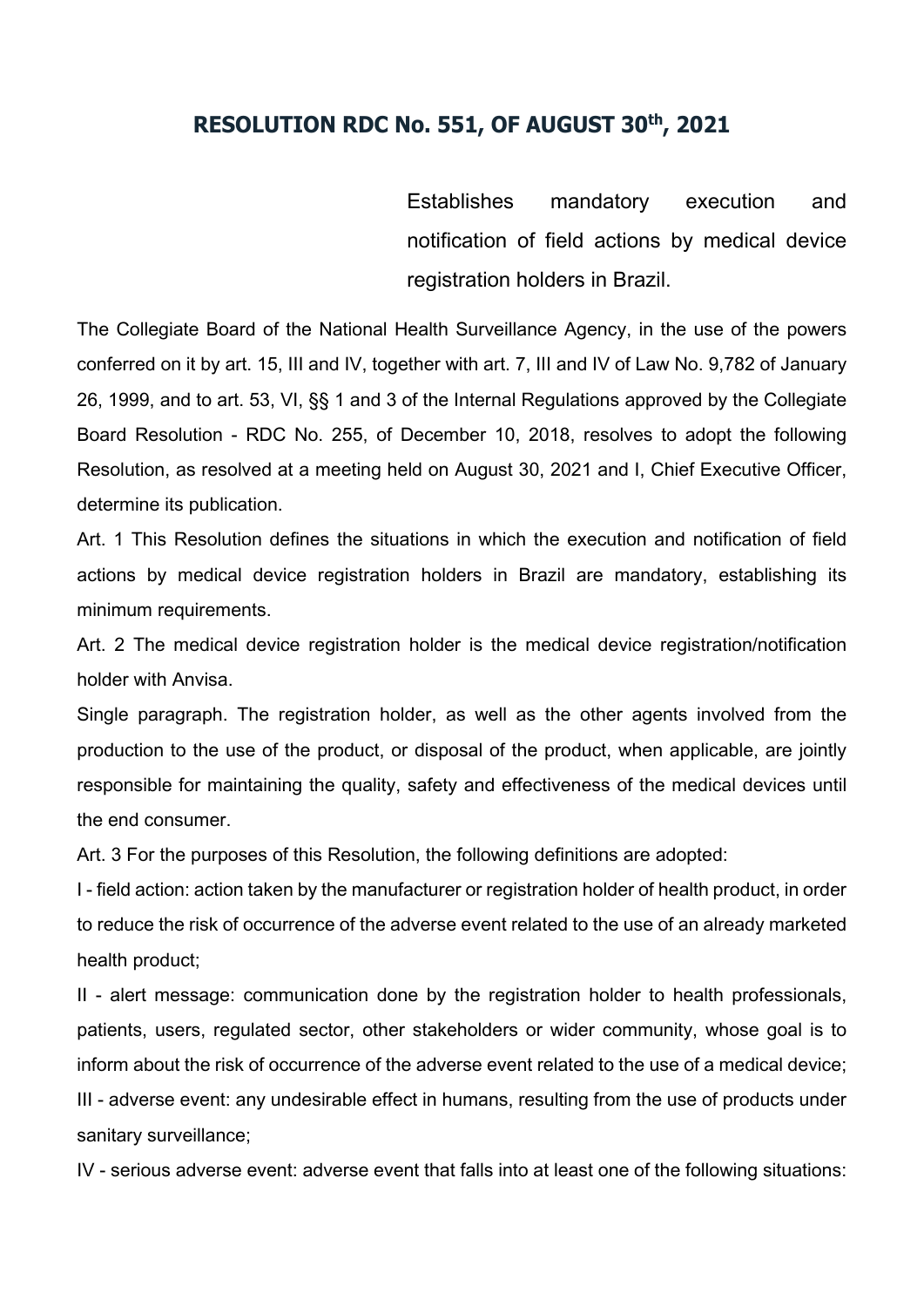# RESOLUTION RDC No. 551, OF AUGUST 30th, 2021

Establishes mandatory execution and notification of field actions by medical device registration holders in Brazil.

The Collegiate Board of the National Health Surveillance Agency, in the use of the powers conferred on it by art. 15, III and IV, together with art. 7, III and IV of Law No. 9,782 of January 26, 1999, and to art. 53, VI, §§ 1 and 3 of the Internal Regulations approved by the Collegiate Board Resolution - RDC No. 255, of December 10, 2018, resolves to adopt the following Resolution, as resolved at a meeting held on August 30, 2021 and I, Chief Executive Officer, determine its publication.

Art. 1 This Resolution defines the situations in which the execution and notification of field actions by medical device registration holders in Brazil are mandatory, establishing its minimum requirements.

Art. 2 The medical device registration holder is the medical device registration/notification holder with Anvisa.

Single paragraph. The registration holder, as well as the other agents involved from the production to the use of the product, or disposal of the product, when applicable, are jointly responsible for maintaining the quality, safety and effectiveness of the medical devices until the end consumer.

Art. 3 For the purposes of this Resolution, the following definitions are adopted:

I - field action: action taken by the manufacturer or registration holder of health product, in order to reduce the risk of occurrence of the adverse event related to the use of an already marketed health product;

II - alert message: communication done by the registration holder to health professionals, patients, users, regulated sector, other stakeholders or wider community, whose goal is to inform about the risk of occurrence of the adverse event related to the use of a medical device;

III - adverse event: any undesirable effect in humans, resulting from the use of products under sanitary surveillance;

IV - serious adverse event: adverse event that falls into at least one of the following situations: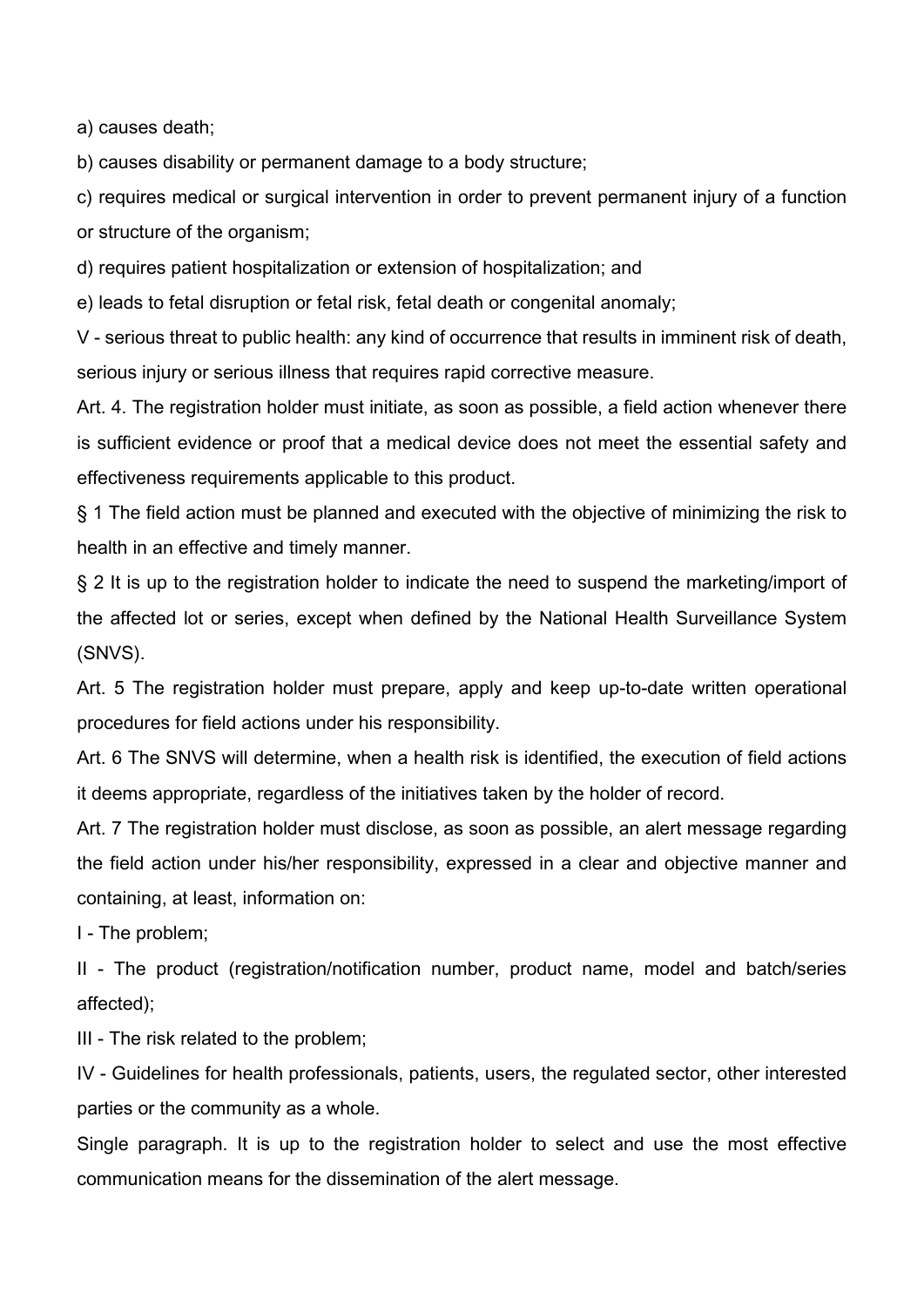a) causes death;

b) causes disability or permanent damage to a body structure;

c) requires medical or surgical intervention in order to prevent permanent injury of a function or structure of the organism;

d) requires patient hospitalization or extension of hospitalization; and

e) leads to fetal disruption or fetal risk, fetal death or congenital anomaly;

V - serious threat to public health: any kind of occurrence that results in imminent risk of death, serious injury or serious illness that requires rapid corrective measure.

Art. 4. The registration holder must initiate, as soon as possible, a field action whenever there is sufficient evidence or proof that a medical device does not meet the essential safety and effectiveness requirements applicable to this product.

§ 1 The field action must be planned and executed with the objective of minimizing the risk to health in an effective and timely manner.

§ 2 It is up to the registration holder to indicate the need to suspend the marketing/import of the affected lot or series, except when defined by the National Health Surveillance System (SNVS).

Art. 5 The registration holder must prepare, apply and keep up-to-date written operational procedures for field actions under his responsibility.

Art. 6 The SNVS will determine, when a health risk is identified, the execution of field actions it deems appropriate, regardless of the initiatives taken by the holder of record.

Art. 7 The registration holder must disclose, as soon as possible, an alert message regarding the field action under his/her responsibility, expressed in a clear and objective manner and containing, at least, information on:

I - The problem;

II - The product (registration/notification number, product name, model and batch/series affected);

III - The risk related to the problem;

IV - Guidelines for health professionals, patients, users, the regulated sector, other interested parties or the community as a whole.

Single paragraph. It is up to the registration holder to select and use the most effective communication means for the dissemination of the alert message.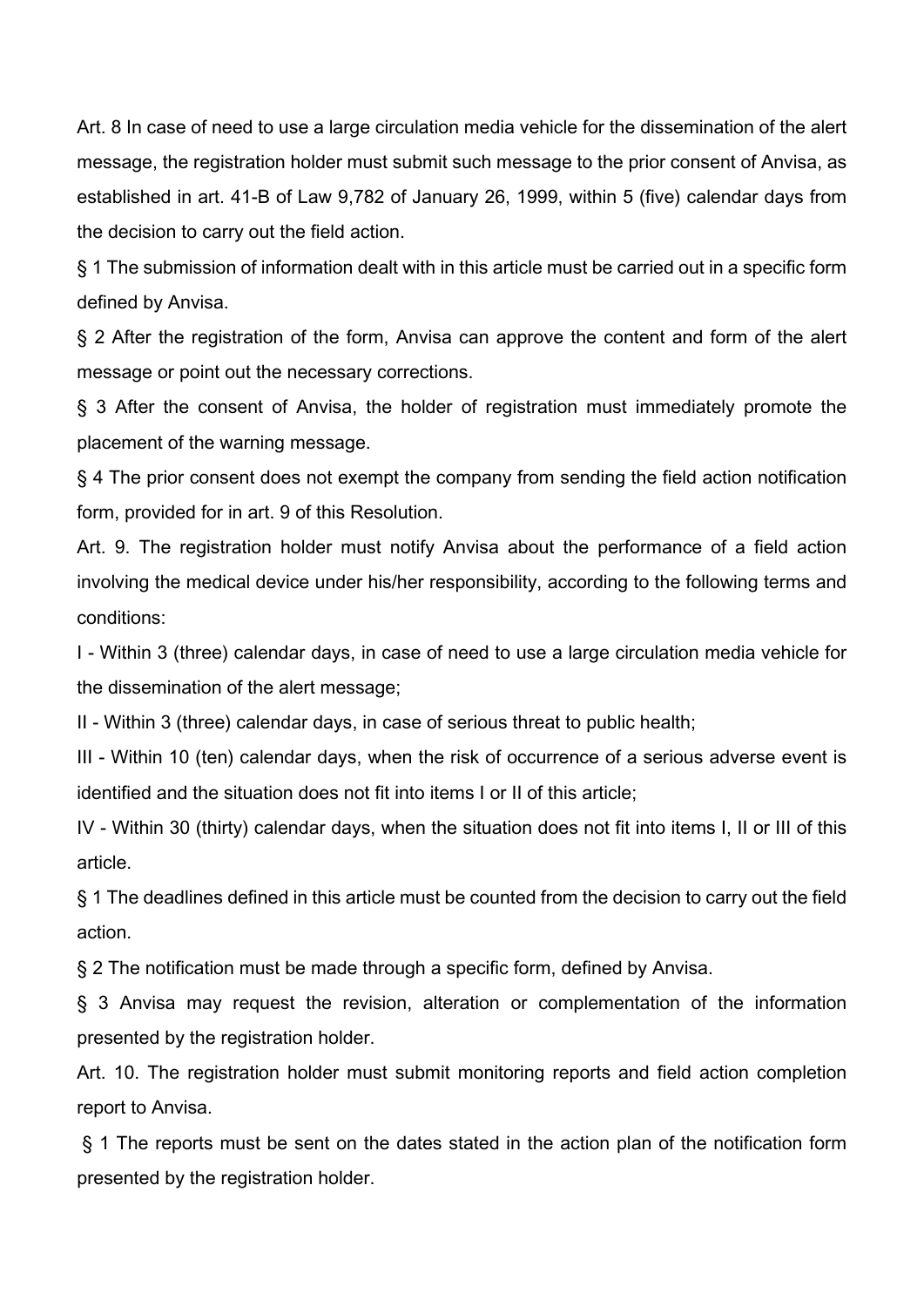Art. 8 In case of need to use a large circulation media vehicle for the dissemination of the alert message, the registration holder must submit such message to the prior consent of Anvisa, as established in art. 41-B of Law 9,782 of January 26, 1999, within 5 (five) calendar days from the decision to carry out the field action.

§ 1 The submission of information dealt with in this article must be carried out in a specific form defined by Anvisa.

§ 2 After the registration of the form, Anvisa can approve the content and form of the alert message or point out the necessary corrections.

§ 3 After the consent of Anvisa, the holder of registration must immediately promote the placement of the warning message.

§ 4 The prior consent does not exempt the company from sending the field action notification form, provided for in art. 9 of this Resolution.

Art. 9. The registration holder must notify Anvisa about the performance of a field action involving the medical device under his/her responsibility, according to the following terms and conditions:

I - Within 3 (three) calendar days, in case of need to use a large circulation media vehicle for the dissemination of the alert message;

II - Within 3 (three) calendar days, in case of serious threat to public health;

III - Within 10 (ten) calendar days, when the risk of occurrence of a serious adverse event is identified and the situation does not fit into items I or II of this article;

IV - Within 30 (thirty) calendar days, when the situation does not fit into items I, II or III of this article.

§ 1 The deadlines defined in this article must be counted from the decision to carry out the field action.

§ 2 The notification must be made through a specific form, defined by Anvisa.

§ 3 Anvisa may request the revision, alteration or complementation of the information presented by the registration holder.

Art. 10. The registration holder must submit monitoring reports and field action completion report to Anvisa.

§ 1 The reports must be sent on the dates stated in the action plan of the notification form presented by the registration holder.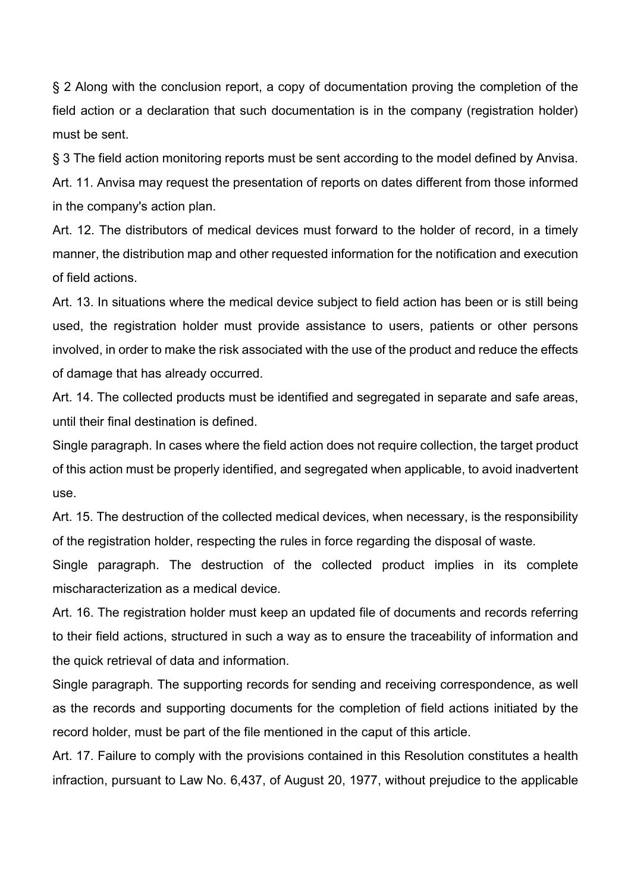§ 2 Along with the conclusion report, a copy of documentation proving the completion of the field action or a declaration that such documentation is in the company (registration holder) must be sent.

§ 3 The field action monitoring reports must be sent according to the model defined by Anvisa.

Art. 11. Anvisa may request the presentation of reports on dates different from those informed in the company's action plan.

Art. 12. The distributors of medical devices must forward to the holder of record, in a timely manner, the distribution map and other requested information for the notification and execution of field actions.

Art. 13. In situations where the medical device subject to field action has been or is still being used, the registration holder must provide assistance to users, patients or other persons involved, in order to make the risk associated with the use of the product and reduce the effects of damage that has already occurred.

Art. 14. The collected products must be identified and segregated in separate and safe areas, until their final destination is defined.

Single paragraph. In cases where the field action does not require collection, the target product of this action must be properly identified, and segregated when applicable, to avoid inadvertent use.

Art. 15. The destruction of the collected medical devices, when necessary, is the responsibility of the registration holder, respecting the rules in force regarding the disposal of waste.

Single paragraph. The destruction of the collected product implies in its complete mischaracterization as a medical device.

Art. 16. The registration holder must keep an updated file of documents and records referring to their field actions, structured in such a way as to ensure the traceability of information and the quick retrieval of data and information.

Single paragraph. The supporting records for sending and receiving correspondence, as well as the records and supporting documents for the completion of field actions initiated by the record holder, must be part of the file mentioned in the caput of this article.

Art. 17. Failure to comply with the provisions contained in this Resolution constitutes a health infraction, pursuant to Law No. 6,437, of August 20, 1977, without prejudice to the applicable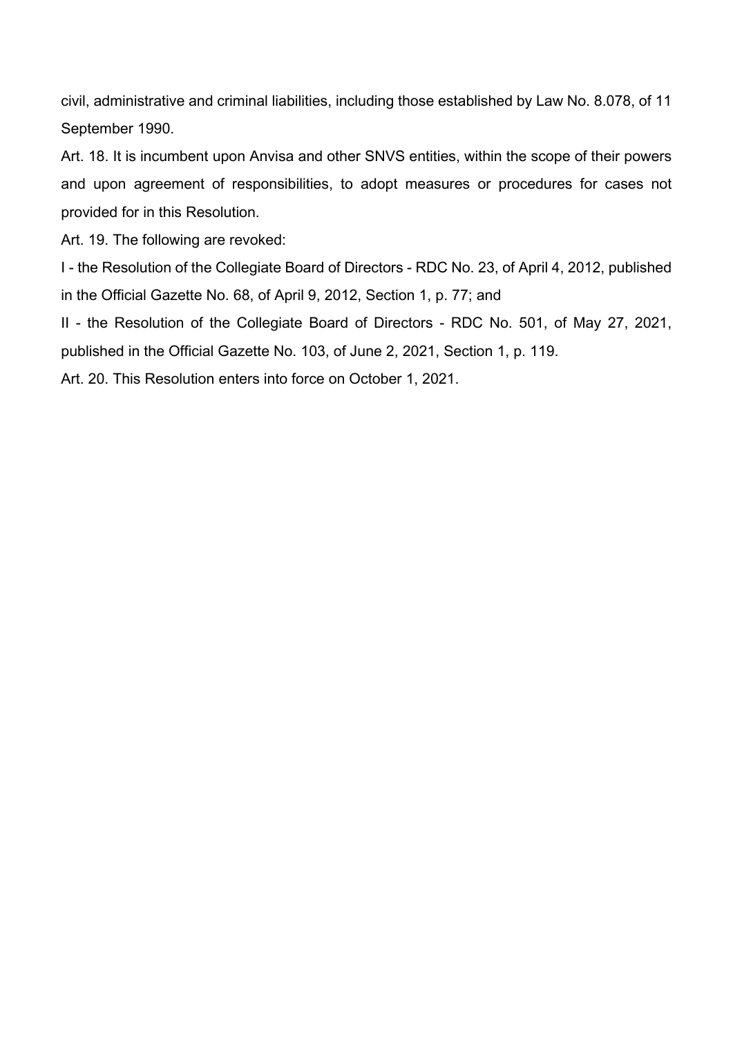civil, administrative and criminal liabilities, including those established by Law No. 8.078, of 11 September 1990.

Art. 18. It is incumbent upon Anvisa and other SNVS entities, within the scope of their powers and upon agreement of responsibilities, to adopt measures or procedures for cases not provided for in this Resolution.

Art. 19. The following are revoked:

I - the Resolution of the Collegiate Board of Directors - RDC No. 23, of April 4, 2012, published in the Official Gazette No. 68, of April 9, 2012, Section 1, p. 77; and

II - the Resolution of the Collegiate Board of Directors - RDC No. 501, of May 27, 2021, published in the Official Gazette No. 103, of June 2, 2021, Section 1, p. 119.

Art. 20. This Resolution enters into force on October 1, 2021.